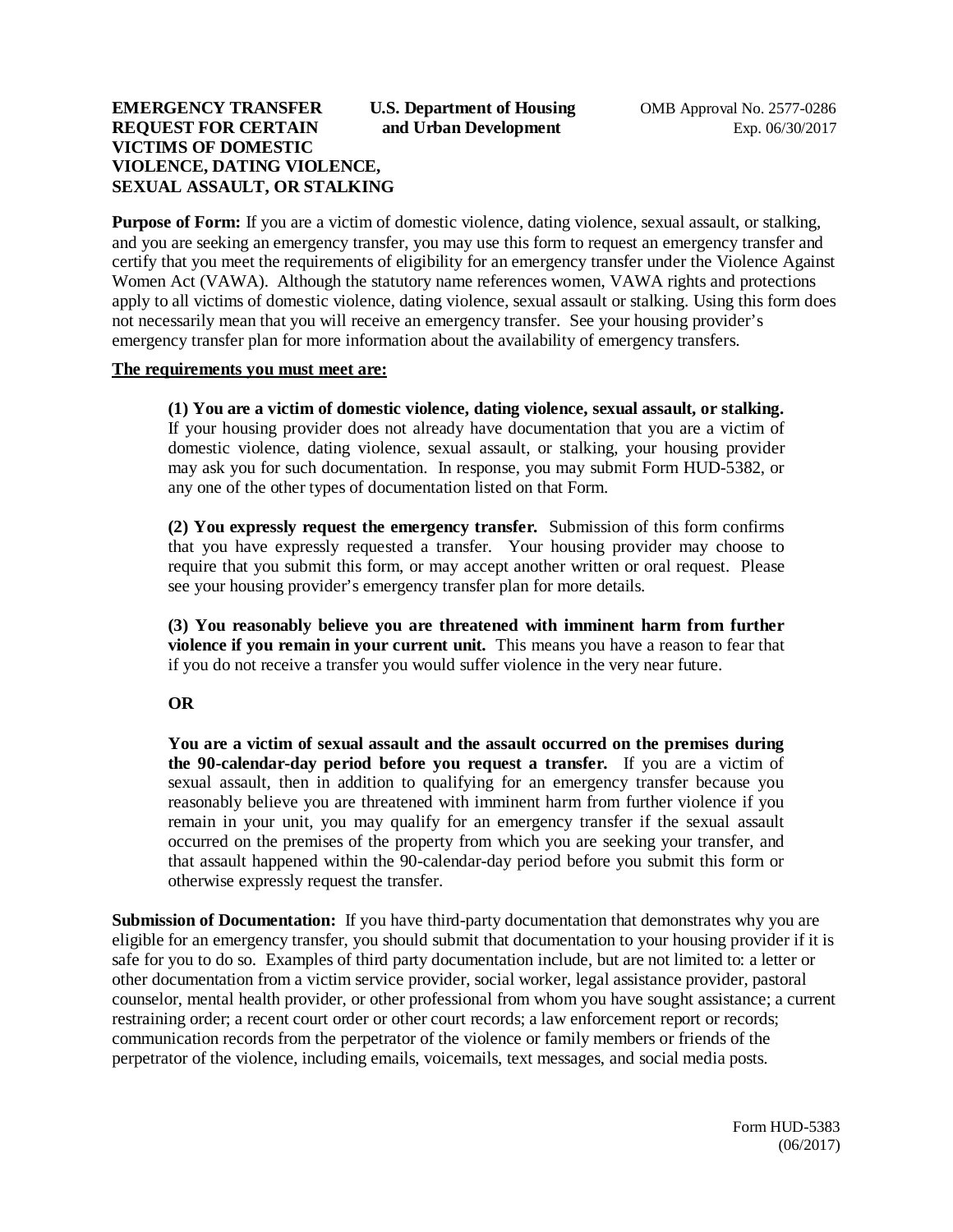**EMERGENCY TRANSFER REQUEST FOR CERTAIN VICTIMS OF DOMESTIC VIOLENCE, DATING VIOLENCE, SEXUAL ASSAULT, OR STALKING**

**U.S. Department of Housing and Urban Development**

OMB Approval No. 2577-0286
Exp. 06/30/2017

**Purpose of Form:** If you are a victim of domestic violence, dating violence, sexual assault, or stalking, and you are seeking an emergency transfer, you may use this form to request an emergency transfer and certify that you meet the requirements of eligibility for an emergency transfer under the Violence Against Women Act (VAWA). Although the statutory name references women, VAWA rights and protections apply to all victims of domestic violence, dating violence, sexual assault or stalking. Using this form does not necessarily mean that you will receive an emergency transfer. See your housing provider's emergency transfer plan for more information about the availability of emergency transfers.

**The requirements you must meet are:**

> **(1) You are a victim of domestic violence, dating violence, sexual assault, or stalking.** If your housing provider does not already have documentation that you are a victim of domestic violence, dating violence, sexual assault, or stalking, your housing provider may ask you for such documentation. In response, you may submit Form HUD-5382, or any one of the other types of documentation listed on that Form.
>
> **(2) You expressly request the emergency transfer.** Submission of this form confirms that you have expressly requested a transfer. Your housing provider may choose to require that you submit this form, or may accept another written or oral request. Please see your housing provider's emergency transfer plan for more details.
>
> **(3) You reasonably believe you are threatened with imminent harm from further violence if you remain in your current unit.** This means you have a reason to fear that if you do not receive a transfer you would suffer violence in the very near future.
>
> **OR**
>
> **You are a victim of sexual assault and the assault occurred on the premises during the 90-calendar-day period before you request a transfer.** If you are a victim of sexual assault, then in addition to qualifying for an emergency transfer because you reasonably believe you are threatened with imminent harm from further violence if you remain in your unit, you may qualify for an emergency transfer if the sexual assault occurred on the premises of the property from which you are seeking your transfer, and that assault happened within the 90-calendar-day period before you submit this form or otherwise expressly request the transfer.

**Submission of Documentation:** If you have third-party documentation that demonstrates why you are eligible for an emergency transfer, you should submit that documentation to your housing provider if it is safe for you to do so. Examples of third party documentation include, but are not limited to: a letter or other documentation from a victim service provider, social worker, legal assistance provider, pastoral counselor, mental health provider, or other professional from whom you have sought assistance; a current restraining order; a recent court order or other court records; a law enforcement report or records; communication records from the perpetrator of the violence or family members or friends of the perpetrator of the violence, including emails, voicemails, text messages, and social media posts.

Form HUD-5383
(06/2017)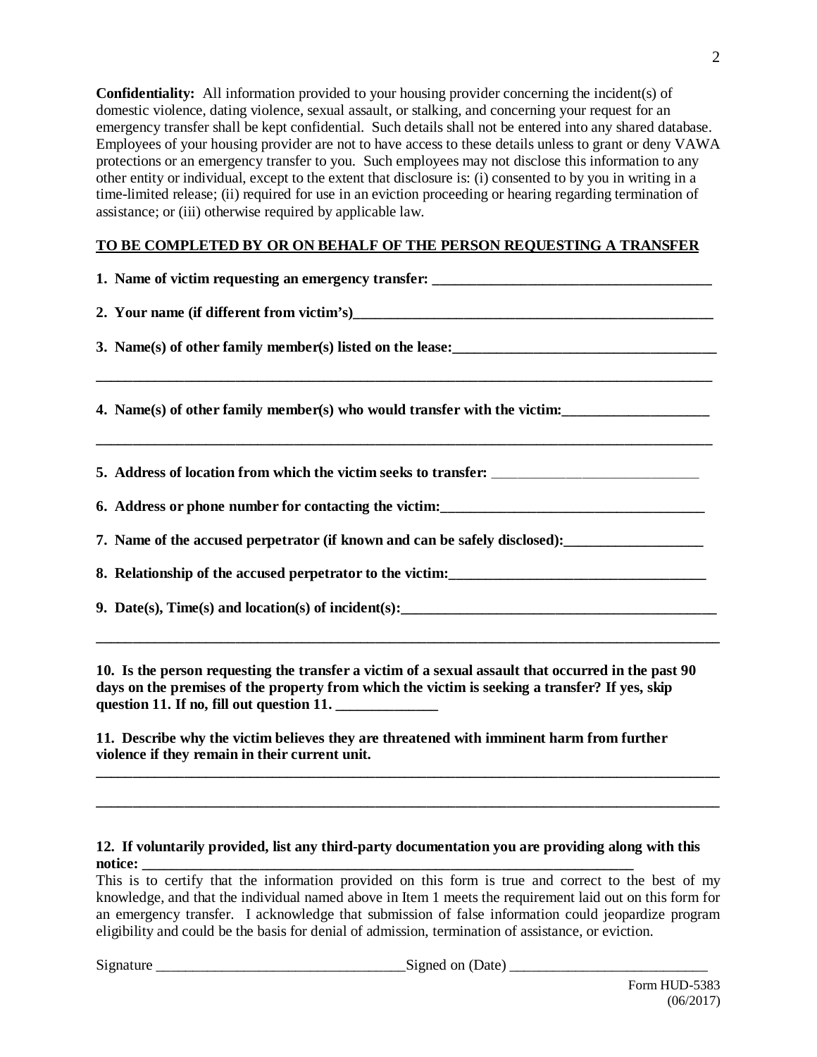**Confidentiality:** All information provided to your housing provider concerning the incident(s) of domestic violence, dating violence, sexual assault, or stalking, and concerning your request for an emergency transfer shall be kept confidential. Such details shall not be entered into any shared database. Employees of your housing provider are not to have access to these details unless to grant or deny VAWA protections or an emergency transfer to you. Such employees may not disclose this information to any other entity or individual, except to the extent that disclosure is: (i) consented to by you in writing in a time-limited release; (ii) required for use in an eviction proceeding or hearing regarding termination of assistance; or (iii) otherwise required by applicable law.

**TO BE COMPLETED BY OR ON BEHALF OF THE PERSON REQUESTING A TRANSFER**

**1. Name of victim requesting an emergency transfer:** ______________________________________

**2. Your name (if different from victim's)**______________________________________

**3. Name(s) of other family member(s) listed on the lease:**______________________________________

______________________________________________________________________________

**4. Name(s) of other family member(s) who would transfer with the victim:**____________________

______________________________________________________________________________

**5. Address of location from which the victim seeks to transfer:** ____________________________

**6. Address or phone number for contacting the victim:**______________________________________

**7. Name of the accused perpetrator (if known and can be safely disclosed):**___________________

**8. Relationship of the accused perpetrator to the victim:**____________________________________

**9. Date(s), Time(s) and location(s) of incident(s):**_________________________________________

______________________________________________________________________________

**10. Is the person requesting the transfer a victim of a sexual assault that occurred in the past 90 days on the premises of the property from which the victim is seeking a transfer? If yes, skip question 11. If no, fill out question 11.** ______________

**11. Describe why the victim believes they are threatened with imminent harm from further violence if they remain in their current unit.**

______________________________________________________________________________

______________________________________________________________________________

**12. If voluntarily provided, list any third-party documentation you are providing along with this notice:** ______________________________________________________________________

This is to certify that the information provided on this form is true and correct to the best of my knowledge, and that the individual named above in Item 1 meets the requirement laid out on this form for an emergency transfer. I acknowledge that submission of false information could jeopardize program eligibility and could be the basis for denial of admission, termination of assistance, or eviction.

Signature __________________________________Signed on (Date) ___________________________

Form HUD-5383
(06/2017)